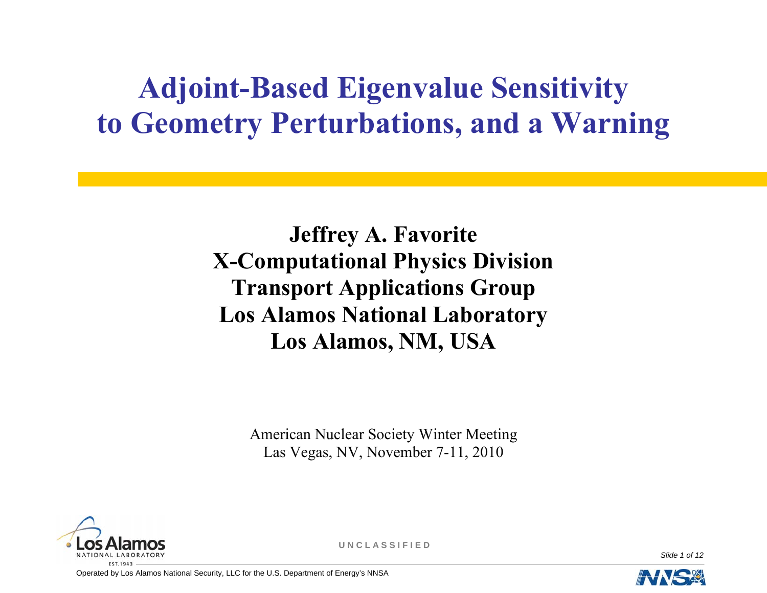# Adjoint-Based Eigenvalue Sensitivity to Geometry Perturbations, and a Warning

**Jeffrey A. Favorite**
**X-Computational Physics Division**
**Transport Applications Group**
**Los Alamos National Laboratory**
**Los Alamos, NM, USA**

American Nuclear Society Winter Meeting
Las Vegas, NV, November 7-11, 2010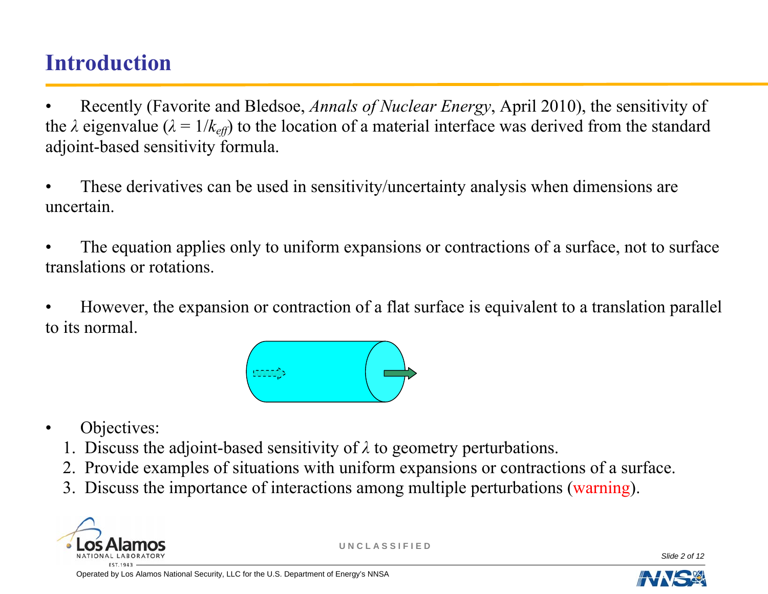# Introduction

- Recently (Favorite and Bledsoe, *Annals of Nuclear Energy*, April 2010), the sensitivity of the $\lambda$ eigenvalue ($\lambda = 1/k_{eff}$) to the location of a material interface was derived from the standard adjoint-based sensitivity formula.

- These derivatives can be used in sensitivity/uncertainty analysis when dimensions are uncertain.

- The equation applies only to uniform expansions or contractions of a surface, not to surface translations or rotations.

- However, the expansion or contraction of a flat surface is equivalent to a translation parallel to its normal.

- Objectives:
  1. Discuss the adjoint-based sensitivity of $\lambda$ to geometry perturbations.
  2. Provide examples of situations with uniform expansions or contractions of a surface.
  3. Discuss the importance of interactions among multiple perturbations (warning).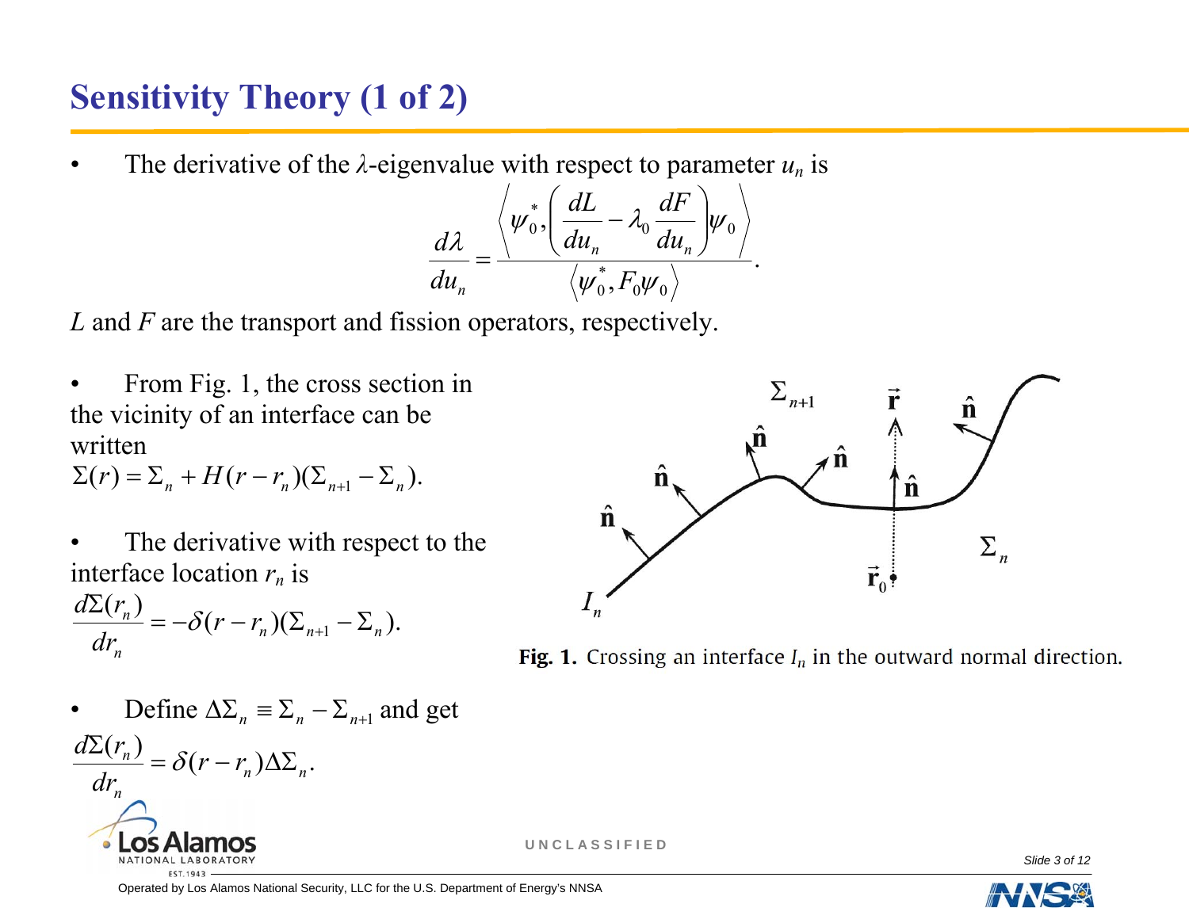# Sensitivity Theory (1 of 2)

- The derivative of the $\lambda$-eigenvalue with respect to parameter $u_n$ is

$$\frac{d\lambda}{du_n} = \frac{\left\langle \psi_0^*, \left( \frac{dL}{du_n} - \lambda_0 \frac{dF}{du_n} \right) \psi_0 \right\rangle}{\left\langle \psi_0^*, F_0 \psi_0 \right\rangle}.$$

$L$ and $F$ are the transport and fission operators, respectively.

- From Fig. 1, the cross section in the vicinity of an interface can be written

$$\Sigma(r) = \Sigma_n + H(r - r_n)(\Sigma_{n+1} - \Sigma_n).$$

- The derivative with respect to the interface location $r_n$ is

$$\frac{d\Sigma(r_n)}{dr_n} = -\delta(r - r_n)(\Sigma_{n+1} - \Sigma_n).$$

- Define $\Delta\Sigma_n \equiv \Sigma_n - \Sigma_{n+1}$ and get

$$\frac{d\Sigma(r_n)}{dr_n} = \delta(r - r_n)\Delta\Sigma_n.$$

**Fig. 1.** Crossing an interface $I_n$ in the outward normal direction.

UNCLASSIFIED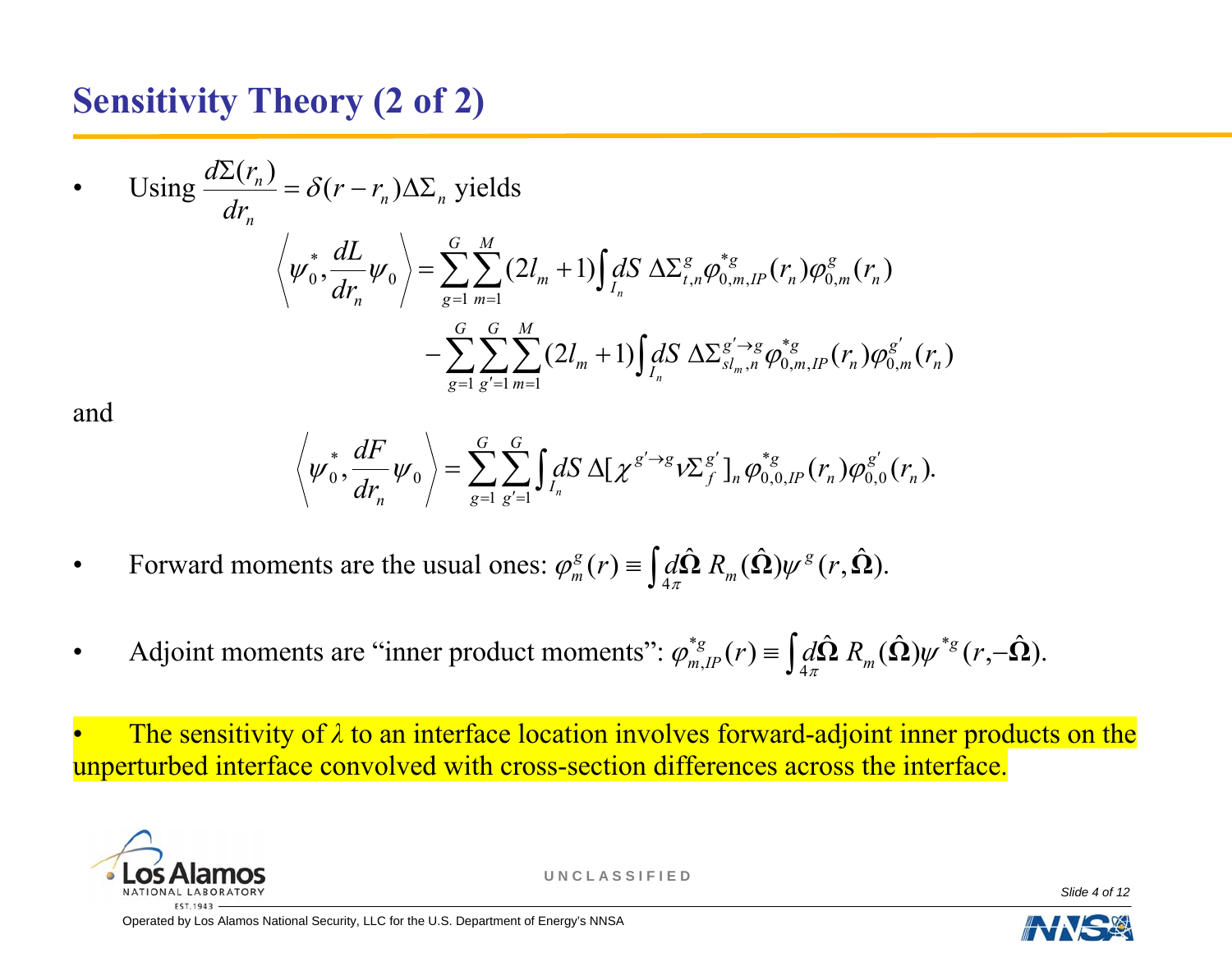# Sensitivity Theory (2 of 2)

- Using $\dfrac{d\Sigma(r_n)}{dr_n} = \delta(r - r_n)\Delta\Sigma_n$ yields

$$\left\langle \psi_0^*, \frac{dL}{dr_n}\psi_0 \right\rangle = \sum_{g=1}^{G}\sum_{m=1}^{M}(2l_m+1)\int_{I_n} dS\ \Delta\Sigma_{t,n}^{g}\varphi_{0,m,IP}^{*g}(r_n)\varphi_{0,m}^{g}(r_n) - \sum_{g=1}^{G}\sum_{g'=1}^{G}\sum_{m=1}^{M}(2l_m+1)\int_{I_n} dS\ \Delta\Sigma_{sl_m,n}^{g'\to g}\varphi_{0,m,IP}^{*g}(r_n)\varphi_{0,m}^{g'}(r_n)$$

and

$$\left\langle \psi_0^*, \frac{dF}{dr_n}\psi_0 \right\rangle = \sum_{g=1}^{G}\sum_{g'=1}^{G}\int_{I_n} dS\ \Delta[\chi^{g'\to g}\nu\Sigma_f^{g'}]_n\,\varphi_{0,0,IP}^{*g}(r_n)\varphi_{0,0}^{g'}(r_n).$$

- Forward moments are the usual ones: $\varphi_m^g(r) \equiv \int_{4\pi} d\hat{\Omega}\ R_m(\hat{\Omega})\psi^g(r,\hat{\Omega})$.

- Adjoint moments are "inner product moments": $\varphi_{m,IP}^{*g}(r) \equiv \int_{4\pi} d\hat{\Omega}\ R_m(\hat{\Omega})\psi^{*g}(r,-\hat{\Omega})$.

- The sensitivity of $\lambda$ to an interface location involves forward-adjoint inner products on the unperturbed interface convolved with cross-section differences across the interface.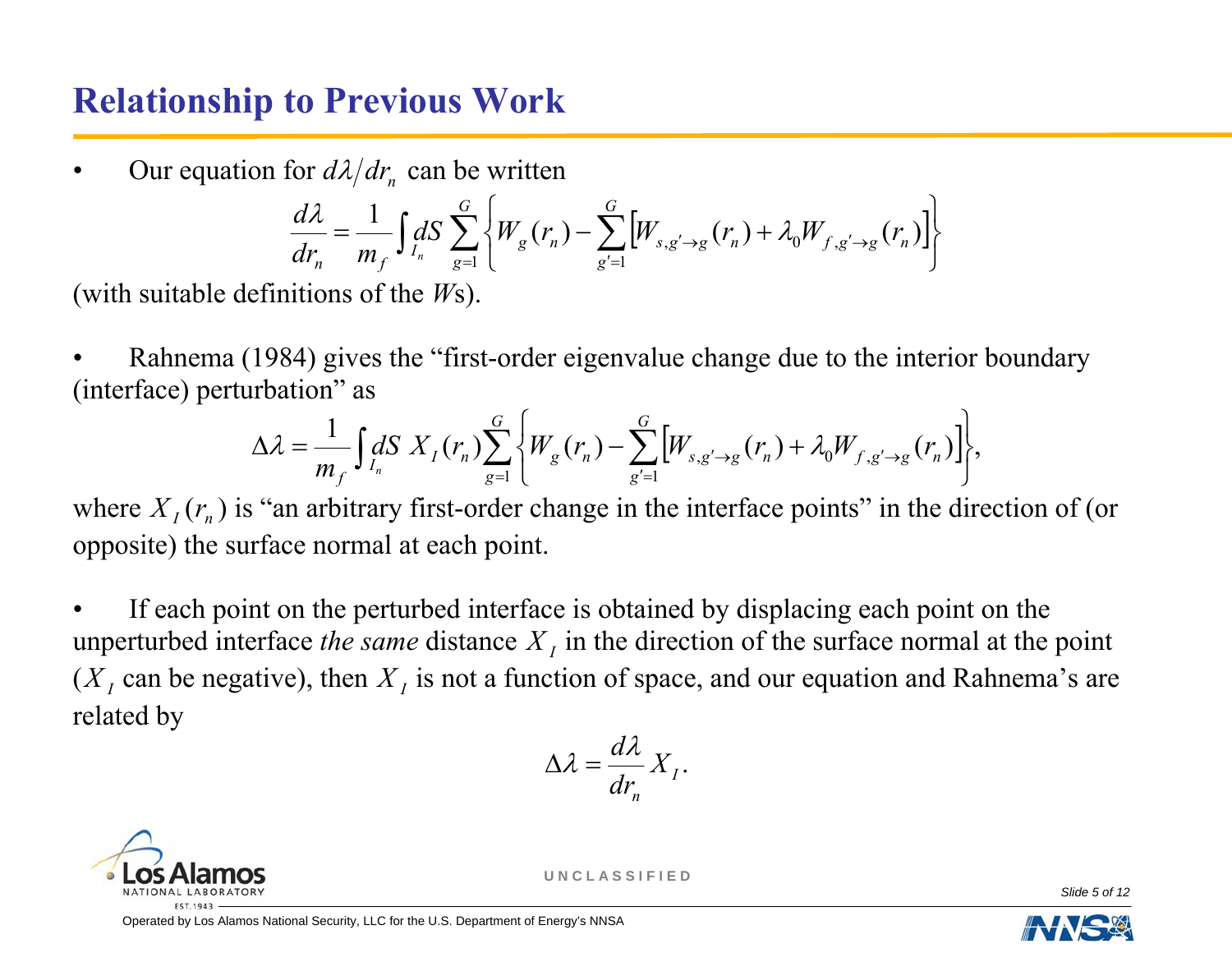## Relationship to Previous Work

- Our equation for $d\lambda/dr_n$ can be written

$$\frac{d\lambda}{dr_n} = \frac{1}{m_f}\int_{I_n} dS \sum_{g=1}^{G}\left\{W_g(r_n) - \sum_{g'=1}^{G}\left[W_{s,g'\to g}(r_n) + \lambda_0 W_{f,g'\to g}(r_n)\right]\right\}$$

(with suitable definitions of the *W*s).

- Rahnema (1984) gives the "first-order eigenvalue change due to the interior boundary (interface) perturbation" as

$$\Delta\lambda = \frac{1}{m_f}\int_{I_n} dS\; X_I(r_n)\sum_{g=1}^{G}\left\{W_g(r_n) - \sum_{g'=1}^{G}\left[W_{s,g'\to g}(r_n) + \lambda_0 W_{f,g'\to g}(r_n)\right]\right\},$$

where $X_I(r_n)$ is "an arbitrary first-order change in the interface points" in the direction of (or opposite) the surface normal at each point.

- If each point on the perturbed interface is obtained by displacing each point on the unperturbed interface *the same* distance $X_I$ in the direction of the surface normal at the point ($X_I$ can be negative), then $X_I$ is not a function of space, and our equation and Rahnema's are related by

$$\Delta\lambda = \frac{d\lambda}{dr_n} X_I.$$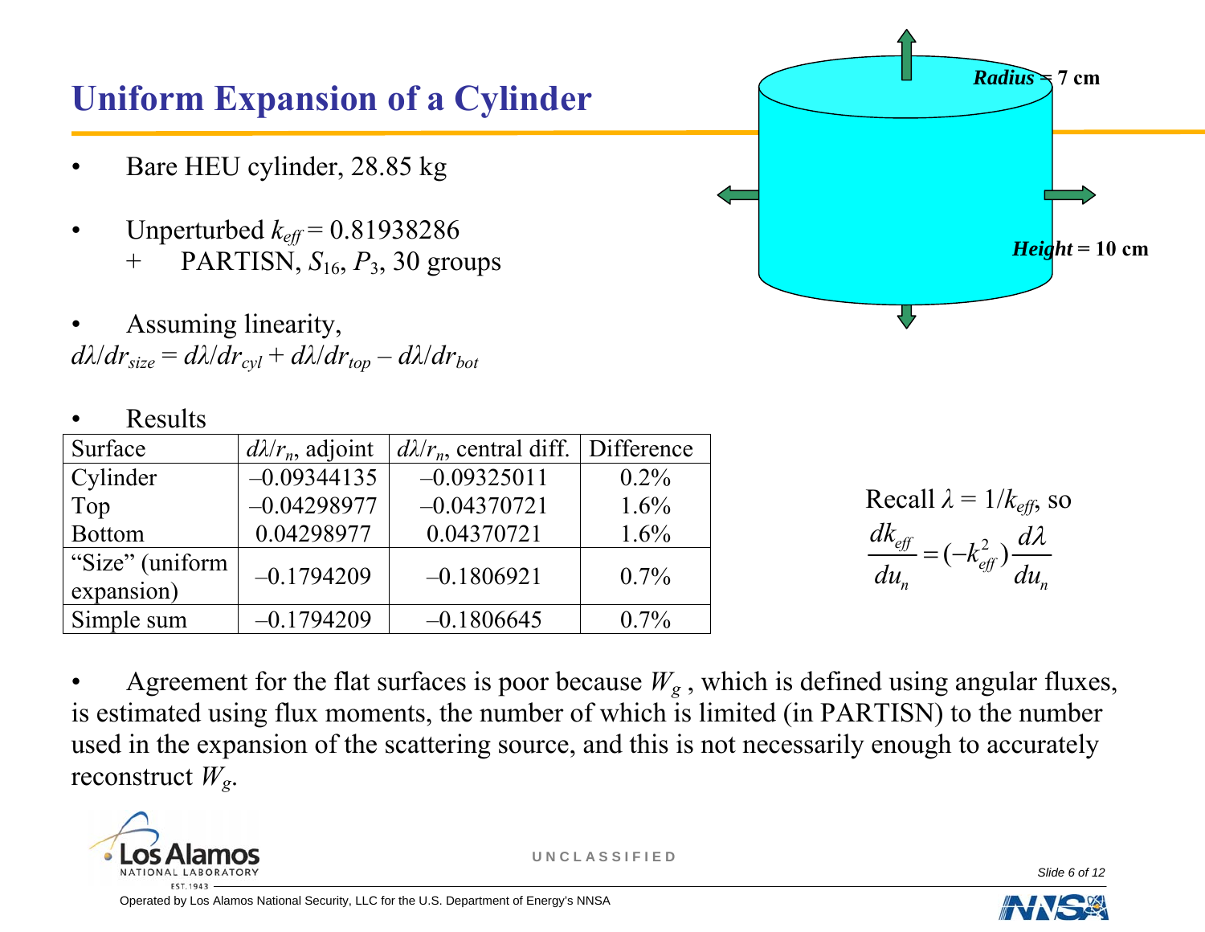# Uniform Expansion of a Cylinder

Radius = 7 cm

Height = 10 cm

- Bare HEU cylinder, 28.85 kg
- Unperturbed $k_{eff} = 0.81938286$
  - + PARTISN, $S_{16}$, $P_3$, 30 groups
- Assuming linearity,

$d\lambda/dr_{size} = d\lambda/dr_{cyl} + d\lambda/dr_{top} - d\lambda/dr_{bot}$

- Results

| Surface | $d\lambda/r_n$, adjoint | $d\lambda/r_n$, central diff. | Difference |
|---|---|---|---|
| Cylinder | –0.09344135 | –0.09325011 | 0.2% |
| Top | –0.04298977 | –0.04370721 | 1.6% |
| Bottom | 0.04298977 | 0.04370721 | 1.6% |
| "Size" (uniform expansion) | –0.1794209 | –0.1806921 | 0.7% |
| Simple sum | –0.1794209 | –0.1806645 | 0.7% |

Recall $\lambda = 1/k_{eff}$, so

$$\frac{dk_{eff}}{du_n} = (-k_{eff}^2)\frac{d\lambda}{du_n}$$

- Agreement for the flat surfaces is poor because $W_g$, which is defined using angular fluxes, is estimated using flux moments, the number of which is limited (in PARTISN) to the number used in the expansion of the scattering source, and this is not necessarily enough to accurately reconstruct $W_g$.

UNCLASSIFIED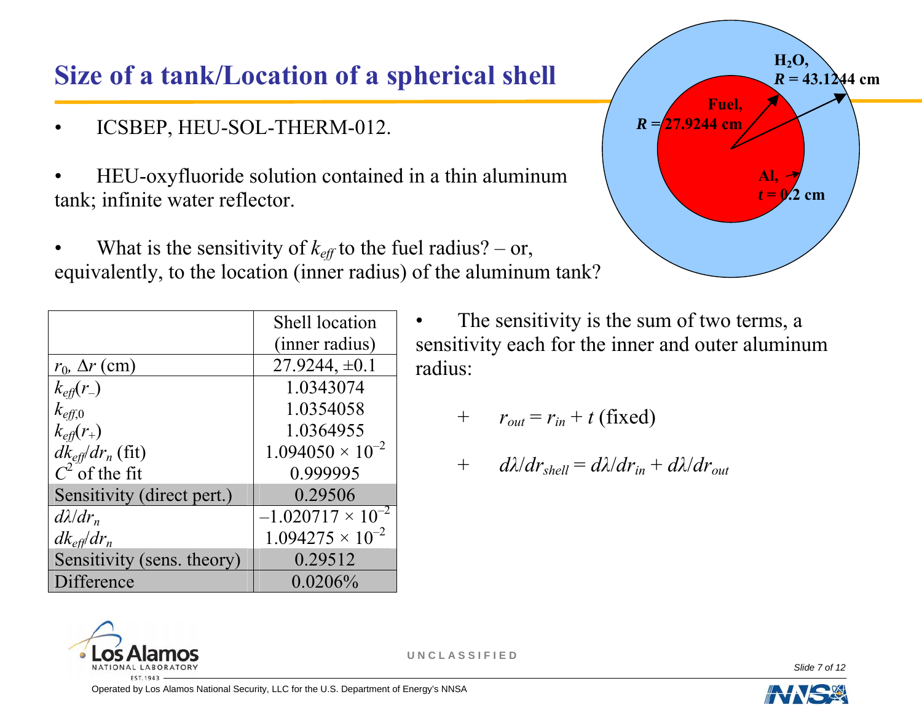# Size of a tank/Location of a spherical shell

- ICSBEP, HEU-SOL-THERM-012.
- HEU-oxyfluoride solution contained in a thin aluminum tank; infinite water reflector.
- What is the sensitivity of $k_{eff}$ to the fuel radius? – or, equivalently, to the location (inner radius) of the aluminum tank?

$H_2O$, $R$ = 43.1244 cm

Fuel, $R$ = 27.9244 cm

Al, $t$ = 0.2 cm

| | Shell location (inner radius) |
|---|---|
| $r_0$, $\Delta r$ (cm) | 27.9244, ±0.1 |
| $k_{eff}(r_-)$ | 1.0343074 |
| $k_{eff,0}$ | 1.0354058 |
| $k_{eff}(r_+)$ | 1.0364955 |
| $dk_{eff}/dr_n$ (fit) | $1.094050 \times 10^{-2}$ |
| $C^2$ of the fit | 0.999995 |
| Sensitivity (direct pert.) | 0.29506 |
| $d\lambda/dr_n$ | $-1.020717 \times 10^{-2}$ |
| $dk_{eff}/dr_n$ | $1.094275 \times 10^{-2}$ |
| Sensitivity (sens. theory) | 0.29512 |
| Difference | 0.0206% |

- The sensitivity is the sum of two terms, a sensitivity each for the inner and outer aluminum radius:
  - $r_{out} = r_{in} + t$ (fixed)
  - $d\lambda/dr_{shell} = d\lambda/dr_{in} + d\lambda/dr_{out}$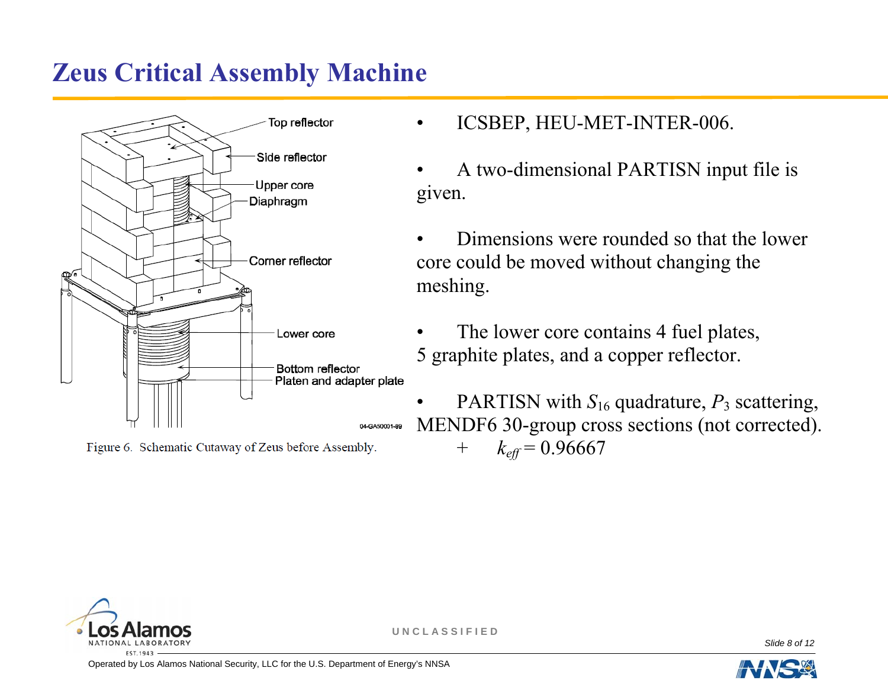# Zeus Critical Assembly Machine

Figure 6. Schematic Cutaway of Zeus before Assembly.

- ICSBEP, HEU-MET-INTER-006.
- A two-dimensional PARTISN input file is given.
- Dimensions were rounded so that the lower core could be moved without changing the meshing.
- The lower core contains 4 fuel plates, 5 graphite plates, and a copper reflector.
- PARTISN with $S_{16}$ quadrature, $P_3$ scattering, MENDF6 30-group cross sections (not corrected).
  - $k_{eff} = 0.96667$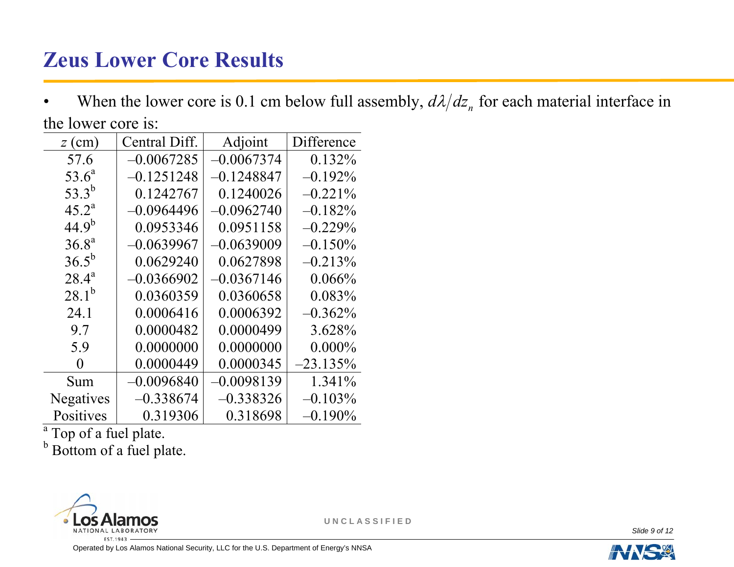# Zeus Lower Core Results

- When the lower core is 0.1 cm below full assembly, $d\lambda/dz_n$ for each material interface in the lower core is:

| $z$ (cm) | Central Diff. | Adjoint | Difference |
|---|---|---|---|
| 57.6 | –0.0067285 | –0.0067374 | 0.132% |
| 53.6[a] | –0.1251248 | –0.1248847 | –0.192% |
| 53.3[b] | 0.1242767 | 0.1240026 | –0.221% |
| 45.2[a] | –0.0964496 | –0.0962740 | –0.182% |
| 44.9[b] | 0.0953346 | 0.0951158 | –0.229% |
| 36.8[a] | –0.0639967 | –0.0639009 | –0.150% |
| 36.5[b] | 0.0629240 | 0.0627898 | –0.213% |
| 28.4[a] | –0.0366902 | –0.0367146 | 0.066% |
| 28.1[b] | 0.0360359 | 0.0360658 | 0.083% |
| 24.1 | 0.0006416 | 0.0006392 | –0.362% |
| 9.7 | 0.0000482 | 0.0000499 | 3.628% |
| 5.9 | 0.0000000 | 0.0000000 | 0.000% |
| 0 | 0.0000449 | 0.0000345 | –23.135% |
| Sum | –0.0096840 | –0.0098139 | 1.341% |
| Negatives | –0.338674 | –0.338326 | –0.103% |
| Positives | 0.319306 | 0.318698 | –0.190% |

[a] Top of a fuel plate.

[b] Bottom of a fuel plate.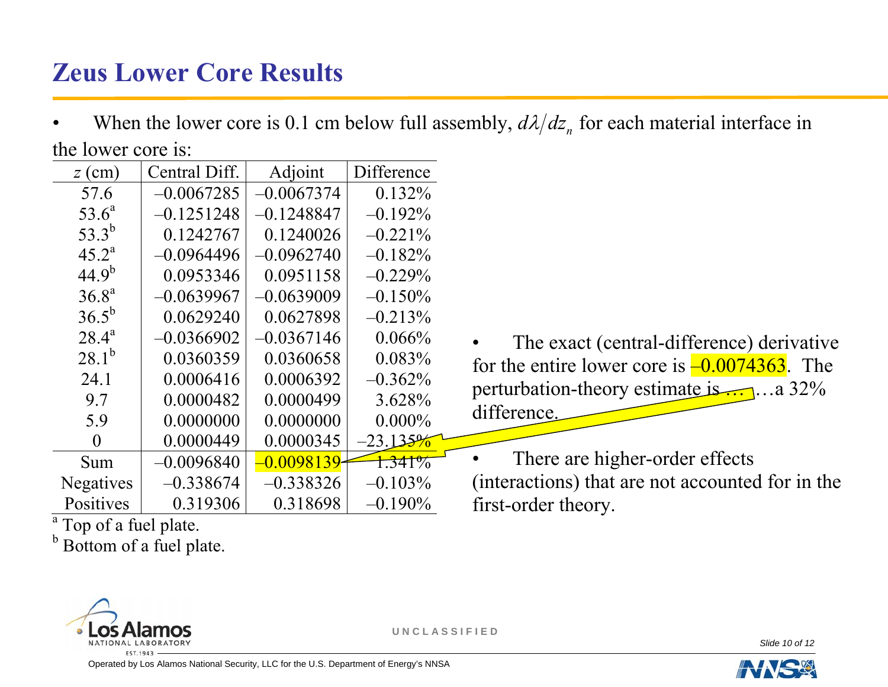# Zeus Lower Core Results

- When the lower core is 0.1 cm below full assembly, $d\lambda/dz_n$ for each material interface in the lower core is:

| $z$ (cm) | Central Diff. | Adjoint | Difference |
|---|---|---|---|
| 57.6 | –0.0067285 | –0.0067374 | 0.132% |
| 53.6[a] | –0.1251248 | –0.1248847 | –0.192% |
| 53.3[b] | 0.1242767 | 0.1240026 | –0.221% |
| 45.2[a] | –0.0964496 | –0.0962740 | –0.182% |
| 44.9[b] | 0.0953346 | 0.0951158 | –0.229% |
| 36.8[a] | –0.0639967 | –0.0639009 | –0.150% |
| 36.5[b] | 0.0629240 | 0.0627898 | –0.213% |
| 28.4[a] | –0.0366902 | –0.0367146 | 0.066% |
| 28.1[b] | 0.0360359 | 0.0360658 | 0.083% |
| 24.1 | 0.0006416 | 0.0006392 | –0.362% |
| 9.7 | 0.0000482 | 0.0000499 | 3.628% |
| 5.9 | 0.0000000 | 0.0000000 | 0.000% |
| 0 | 0.0000449 | 0.0000345 | –23.135% |
| Sum | –0.0096840 | –0.0098139 | 1.341% |
| Negatives | –0.338674 | –0.338326 | –0.103% |
| Positives | 0.319306 | 0.318698 | –0.190% |

[a] Top of a fuel plate.

[b] Bottom of a fuel plate.

- The exact (central-difference) derivative for the entire lower core is –0.0074363. The perturbation-theory estimate is … …a 32% difference.

- There are higher-order effects (interactions) that are not accounted for in the first-order theory.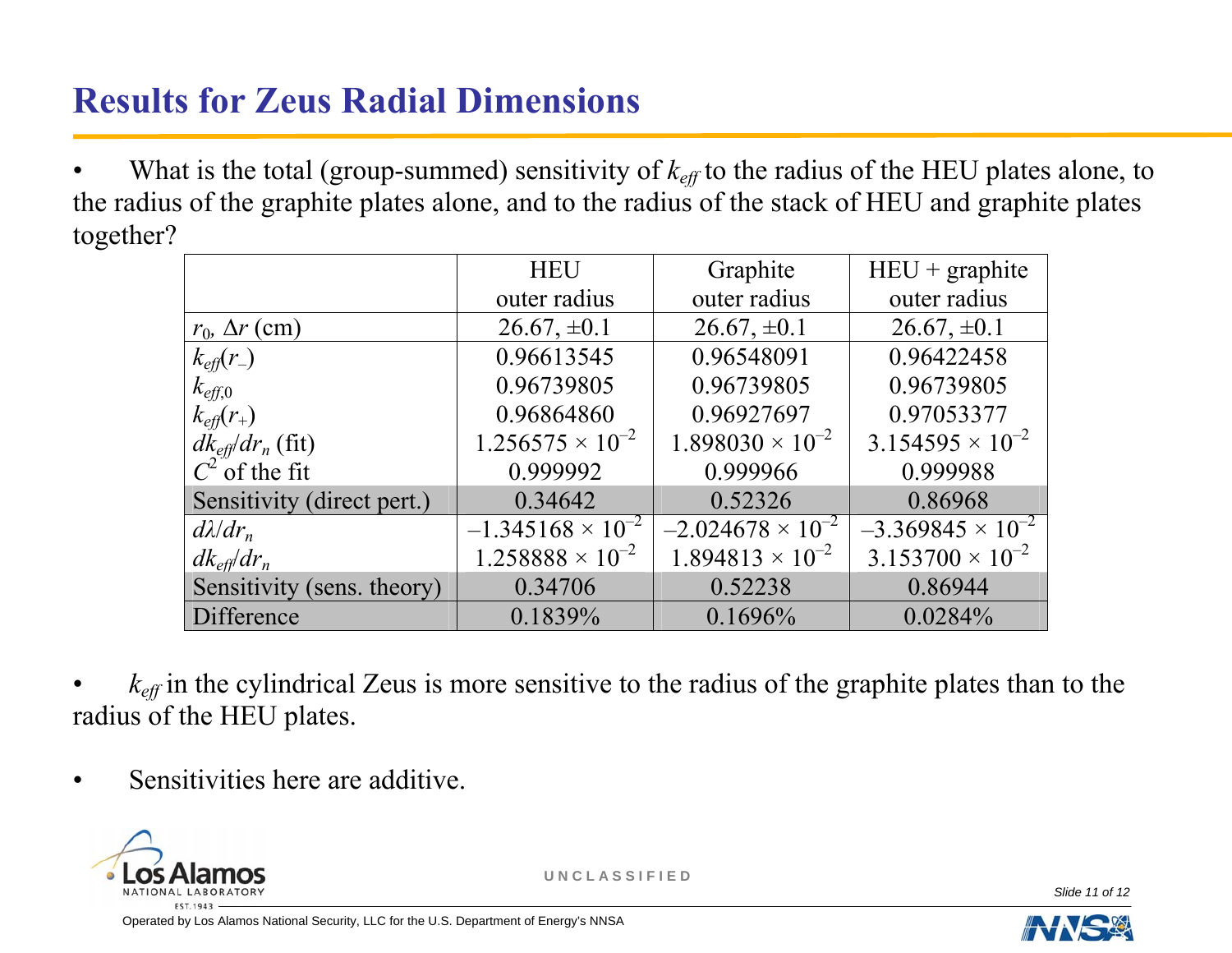# Results for Zeus Radial Dimensions

- What is the total (group-summed) sensitivity of $k_{eff}$ to the radius of the HEU plates alone, to the radius of the graphite plates alone, and to the radius of the stack of HEU and graphite plates together?

| | HEU outer radius | Graphite outer radius | HEU + graphite outer radius |
|---|---|---|---|
| $r_0$, $\Delta r$ (cm) | 26.67, ±0.1 | 26.67, ±0.1 | 26.67, ±0.1 |
| $k_{eff}(r_-)$ | 0.96613545 | 0.96548091 | 0.96422458 |
| $k_{eff,0}$ | 0.96739805 | 0.96739805 | 0.96739805 |
| $k_{eff}(r_+)$ | 0.96864860 | 0.96927697 | 0.97053377 |
| $dk_{eff}/dr_n$ (fit) | $1.256575 \times 10^{-2}$ | $1.898030 \times 10^{-2}$ | $3.154595 \times 10^{-2}$ |
| $C^2$ of the fit | 0.999992 | 0.999966 | 0.999988 |
| Sensitivity (direct pert.) | 0.34642 | 0.52326 | 0.86968 |
| $d\lambda/dr_n$ | $-1.345168 \times 10^{-2}$ | $-2.024678 \times 10^{-2}$ | $-3.369845 \times 10^{-2}$ |
| $dk_{eff}/dr_n$ | $1.258888 \times 10^{-2}$ | $1.894813 \times 10^{-2}$ | $3.153700 \times 10^{-2}$ |
| Sensitivity (sens. theory) | 0.34706 | 0.52238 | 0.86944 |
| Difference | 0.1839% | 0.1696% | 0.0284% |

- $k_{eff}$ in the cylindrical Zeus is more sensitive to the radius of the graphite plates than to the radius of the HEU plates.

- Sensitivities here are additive.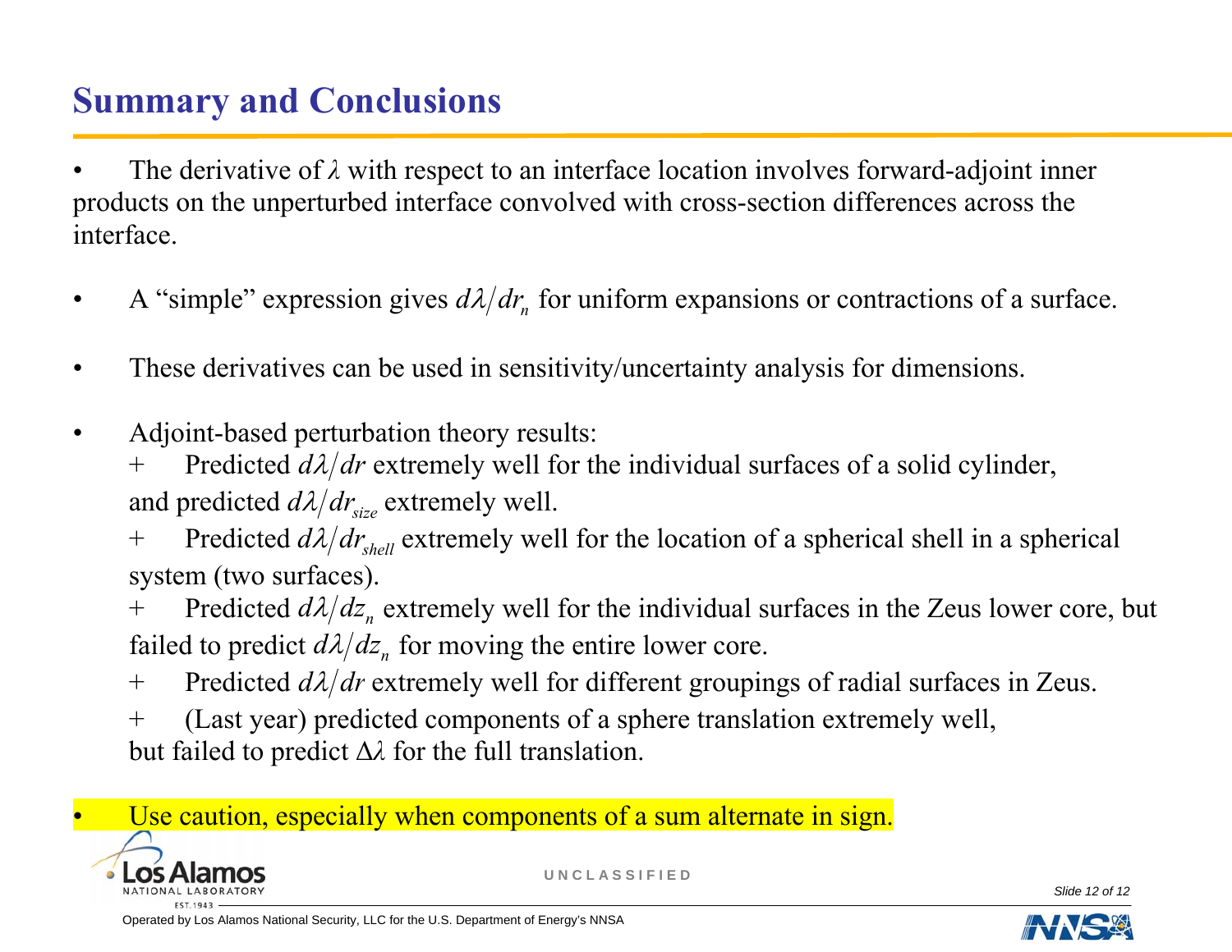# Summary and Conclusions

- The derivative of $\lambda$ with respect to an interface location involves forward-adjoint inner products on the unperturbed interface convolved with cross-section differences across the interface.

- A "simple" expression gives $d\lambda/dr_n$ for uniform expansions or contractions of a surface.

- These derivatives can be used in sensitivity/uncertainty analysis for dimensions.

- Adjoint-based perturbation theory results:
  - + Predicted $d\lambda/dr$ extremely well for the individual surfaces of a solid cylinder, and predicted $d\lambda/dr_{size}$ extremely well.
  - + Predicted $d\lambda/dr_{shell}$ extremely well for the location of a spherical shell in a spherical system (two surfaces).
  - + Predicted $d\lambda/dz_n$ extremely well for the individual surfaces in the Zeus lower core, but failed to predict $d\lambda/dz_n$ for moving the entire lower core.
  - + Predicted $d\lambda/dr$ extremely well for different groupings of radial surfaces in Zeus.
  - + (Last year) predicted components of a sphere translation extremely well, but failed to predict $\Delta\lambda$ for the full translation.

- Use caution, especially when components of a sum alternate in sign.

UNCLASSIFIED

Operated by Los Alamos National Security, LLC for the U.S. Department of Energy's NNSA